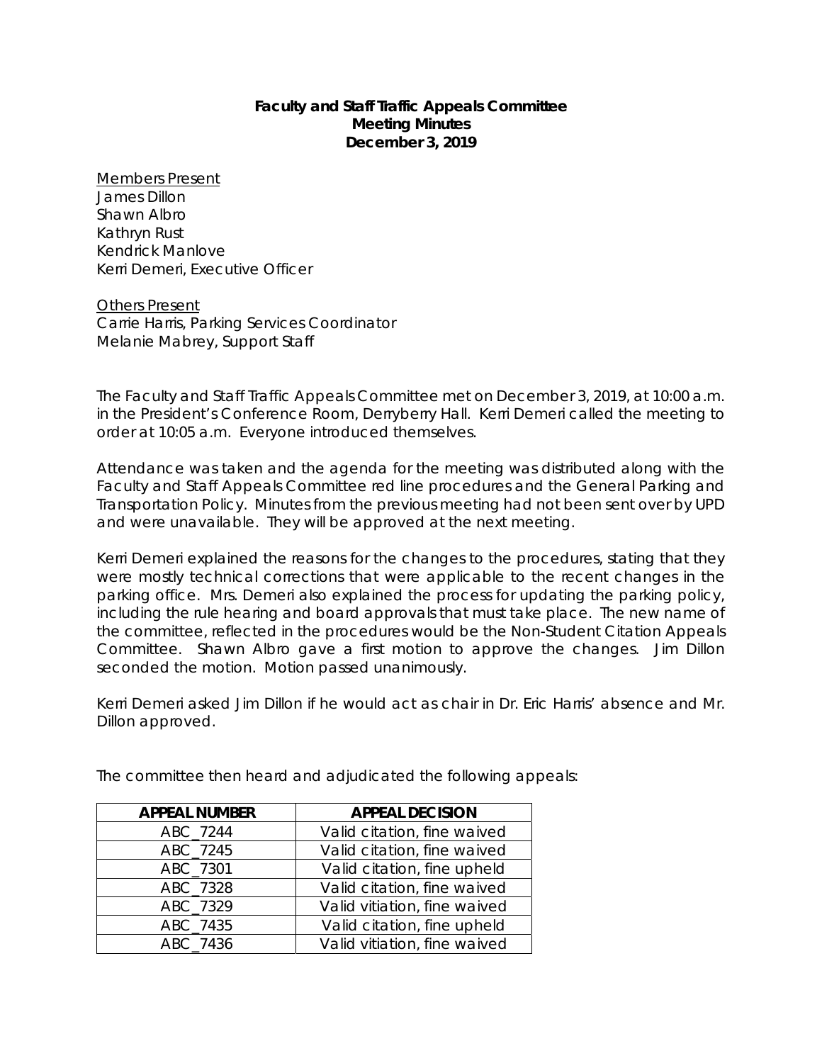**Faculty and Staff Traffic Appeals Committee**
**Meeting Minutes**
**December 3, 2019**

Members Present
James Dillon
Shawn Albro
Kathryn Rust
Kendrick Manlove
Kerri Demeri, Executive Officer

Others Present
Carrie Harris, Parking Services Coordinator
Melanie Mabrey, Support Staff

The Faculty and Staff Traffic Appeals Committee met on December 3, 2019, at 10:00 a.m. in the President's Conference Room, Derryberry Hall. Kerri Demeri called the meeting to order at 10:05 a.m. Everyone introduced themselves.

Attendance was taken and the agenda for the meeting was distributed along with the Faculty and Staff Appeals Committee red line procedures and the General Parking and Transportation Policy. Minutes from the previous meeting had not been sent over by UPD and were unavailable. They will be approved at the next meeting.

Kerri Demeri explained the reasons for the changes to the procedures, stating that they were mostly technical corrections that were applicable to the recent changes in the parking office. Mrs. Demeri also explained the process for updating the parking policy, including the rule hearing and board approvals that must take place. The new name of the committee, reflected in the procedures would be the Non-Student Citation Appeals Committee. Shawn Albro gave a first motion to approve the changes. Jim Dillon seconded the motion. Motion passed unanimously.

Kerri Demeri asked Jim Dillon if he would act as chair in Dr. Eric Harris' absence and Mr. Dillon approved.

The committee then heard and adjudicated the following appeals:

| APPEAL NUMBER | APPEAL DECISION |
|---|---|
| ABC_7244 | Valid citation, fine waived |
| ABC_7245 | Valid citation, fine waived |
| ABC_7301 | Valid citation, fine upheld |
| ABC_7328 | Valid citation, fine waived |
| ABC_7329 | Valid vitiation, fine waived |
| ABC_7435 | Valid citation, fine upheld |
| ABC_7436 | Valid vitiation, fine waived |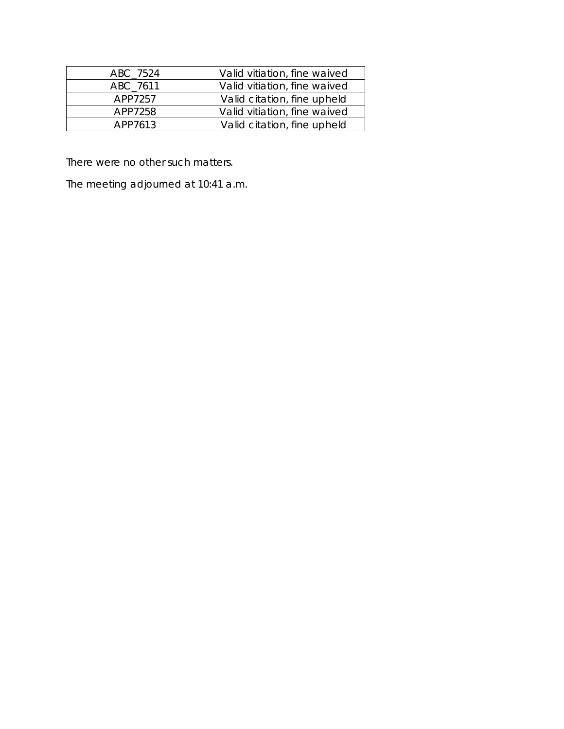| | |
|---|---|
| ABC_7524 | Valid vitiation, fine waived |
| ABC_7611 | Valid vitiation, fine waived |
| APP7257 | Valid citation, fine upheld |
| APP7258 | Valid vitiation, fine waived |
| APP7613 | Valid citation, fine upheld |

There were no other such matters.

The meeting adjourned at 10:41 a.m.